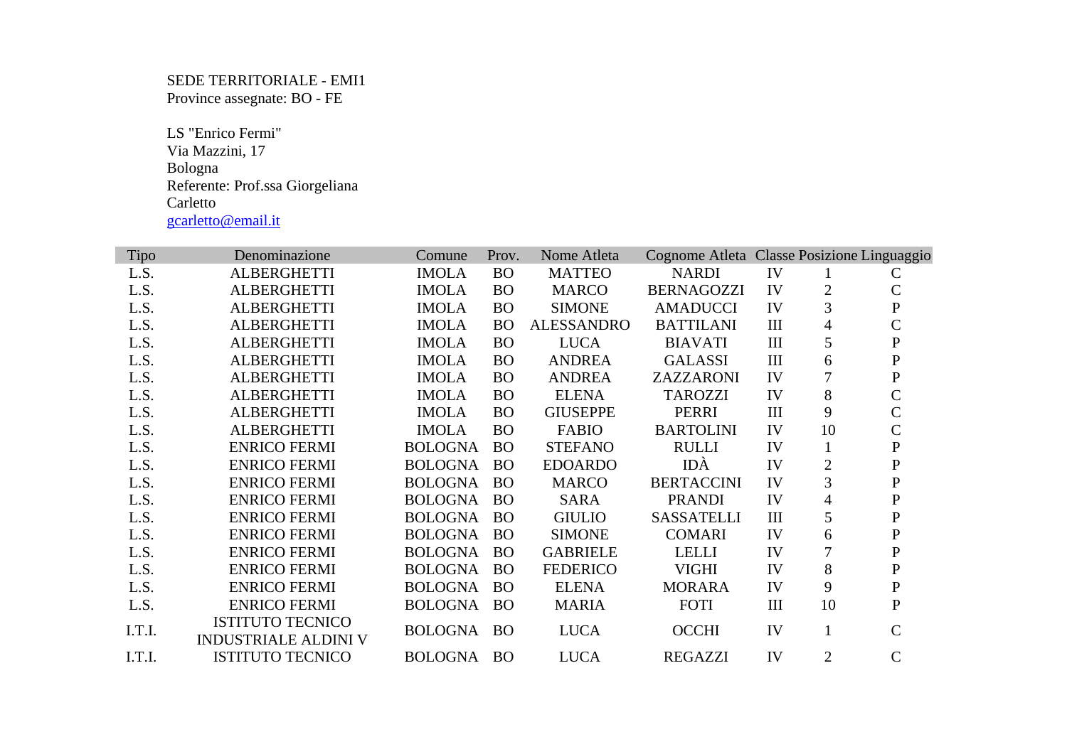SEDE TERRITORIALE - EMI1
Province assegnate: BO - FE

LS "Enrico Fermi"
Via Mazzini, 17
Bologna
Referente: Prof.ssa Giorgeliana Carletto
gcarletto@email.it

| Tipo | Denominazione | Comune | Prov. | Nome Atleta | Cognome Atleta | Classe | Posizione | Linguaggio |
|---|---|---|---|---|---|---|---|---|
| L.S. | ALBERGHETTI | IMOLA | BO | MATTEO | NARDI | IV | 1 | C |
| L.S. | ALBERGHETTI | IMOLA | BO | MARCO | BERNAGOZZI | IV | 2 | C |
| L.S. | ALBERGHETTI | IMOLA | BO | SIMONE | AMADUCCI | IV | 3 | P |
| L.S. | ALBERGHETTI | IMOLA | BO | ALESSANDRO | BATTILANI | III | 4 | C |
| L.S. | ALBERGHETTI | IMOLA | BO | LUCA | BIAVATI | III | 5 | P |
| L.S. | ALBERGHETTI | IMOLA | BO | ANDREA | GALASSI | III | 6 | P |
| L.S. | ALBERGHETTI | IMOLA | BO | ANDREA | ZAZZARONI | IV | 7 | P |
| L.S. | ALBERGHETTI | IMOLA | BO | ELENA | TAROZZI | IV | 8 | C |
| L.S. | ALBERGHETTI | IMOLA | BO | GIUSEPPE | PERRI | III | 9 | C |
| L.S. | ALBERGHETTI | IMOLA | BO | FABIO | BARTOLINI | IV | 10 | C |
| L.S. | ENRICO FERMI | BOLOGNA | BO | STEFANO | RULLI | IV | 1 | P |
| L.S. | ENRICO FERMI | BOLOGNA | BO | EDOARDO | IDÀ | IV | 2 | P |
| L.S. | ENRICO FERMI | BOLOGNA | BO | MARCO | BERTACCINI | IV | 3 | P |
| L.S. | ENRICO FERMI | BOLOGNA | BO | SARA | PRANDI | IV | 4 | P |
| L.S. | ENRICO FERMI | BOLOGNA | BO | GIULIO | SASSATELLI | III | 5 | P |
| L.S. | ENRICO FERMI | BOLOGNA | BO | SIMONE | COMARI | IV | 6 | P |
| L.S. | ENRICO FERMI | BOLOGNA | BO | GABRIELE | LELLI | IV | 7 | P |
| L.S. | ENRICO FERMI | BOLOGNA | BO | FEDERICO | VIGHI | IV | 8 | P |
| L.S. | ENRICO FERMI | BOLOGNA | BO | ELENA | MORARA | IV | 9 | P |
| L.S. | ENRICO FERMI | BOLOGNA | BO | MARIA | FOTI | III | 10 | P |
| I.T.I. | ISTITUTO TECNICO INDUSTRIALE ALDINI V | BOLOGNA | BO | LUCA | OCCHI | IV | 1 | C |
| I.T.I. | ISTITUTO TECNICO | BOLOGNA | BO | LUCA | REGAZZI | IV | 2 | C |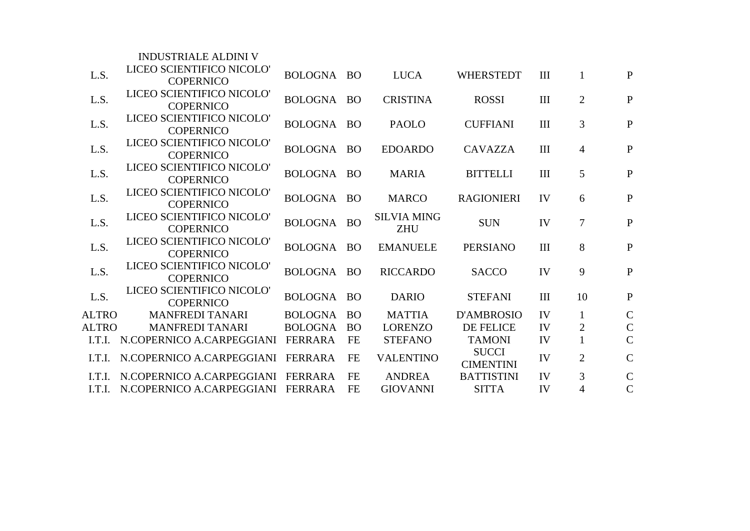| | | | | | | | | |
|---|---|---|---|---|---|---|---|---|
| | INDUSTRIALE ALDINI V | | | | | | | |
| L.S. | LICEO SCIENTIFICO NICOLO' COPERNICO | BOLOGNA | BO | LUCA | WHERSTEDT | III | 1 | P |
| L.S. | LICEO SCIENTIFICO NICOLO' COPERNICO | BOLOGNA | BO | CRISTINA | ROSSI | III | 2 | P |
| L.S. | LICEO SCIENTIFICO NICOLO' COPERNICO | BOLOGNA | BO | PAOLO | CUFFIANI | III | 3 | P |
| L.S. | LICEO SCIENTIFICO NICOLO' COPERNICO | BOLOGNA | BO | EDOARDO | CAVAZZA | III | 4 | P |
| L.S. | LICEO SCIENTIFICO NICOLO' COPERNICO | BOLOGNA | BO | MARIA | BITTELLI | III | 5 | P |
| L.S. | LICEO SCIENTIFICO NICOLO' COPERNICO | BOLOGNA | BO | MARCO | RAGIONIERI | IV | 6 | P |
| L.S. | LICEO SCIENTIFICO NICOLO' COPERNICO | BOLOGNA | BO | SILVIA MING ZHU | SUN | IV | 7 | P |
| L.S. | LICEO SCIENTIFICO NICOLO' COPERNICO | BOLOGNA | BO | EMANUELE | PERSIANO | III | 8 | P |
| L.S. | LICEO SCIENTIFICO NICOLO' COPERNICO | BOLOGNA | BO | RICCARDO | SACCO | IV | 9 | P |
| L.S. | LICEO SCIENTIFICO NICOLO' COPERNICO | BOLOGNA | BO | DARIO | STEFANI | III | 10 | P |
| ALTRO | MANFREDI TANARI | BOLOGNA | BO | MATTIA | D'AMBROSIO | IV | 1 | C |
| ALTRO | MANFREDI TANARI | BOLOGNA | BO | LORENZO | DE FELICE | IV | 2 | C |
| I.T.I. | N.COPERNICO A.CARPEGGIANI | FERRARA | FE | STEFANO | TAMONI | IV | 1 | C |
| I.T.I. | N.COPERNICO A.CARPEGGIANI | FERRARA | FE | VALENTINO | SUCCI CIMENTINI | IV | 2 | C |
| I.T.I. | N.COPERNICO A.CARPEGGIANI | FERRARA | FE | ANDREA | BATTISTINI | IV | 3 | C |
| I.T.I. | N.COPERNICO A.CARPEGGIANI | FERRARA | FE | GIOVANNI | SITTA | IV | 4 | C |